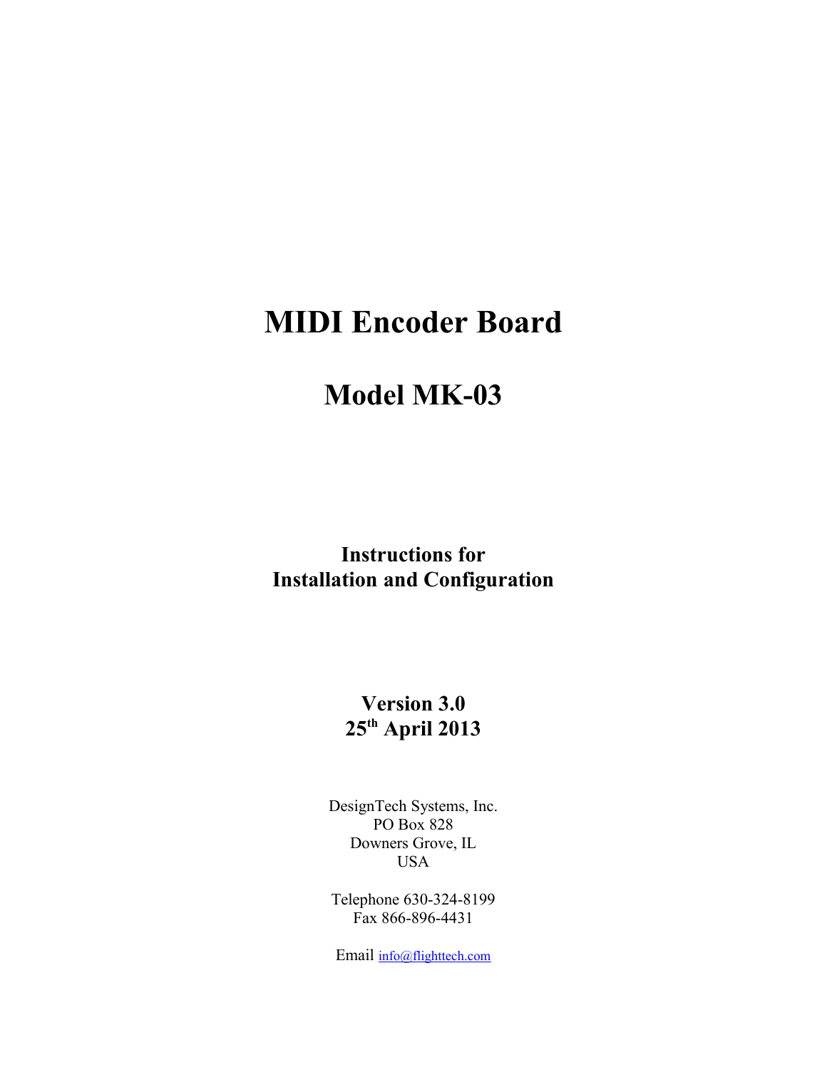# MIDI Encoder Board

# Model MK-03

**Instructions for**
**Installation and Configuration**

**Version 3.0**
**25th April 2013**

DesignTech Systems, Inc.
PO Box 828
Downers Grove, IL
USA

Telephone 630-324-8199
Fax 866-896-4431

Email info@flighttech.com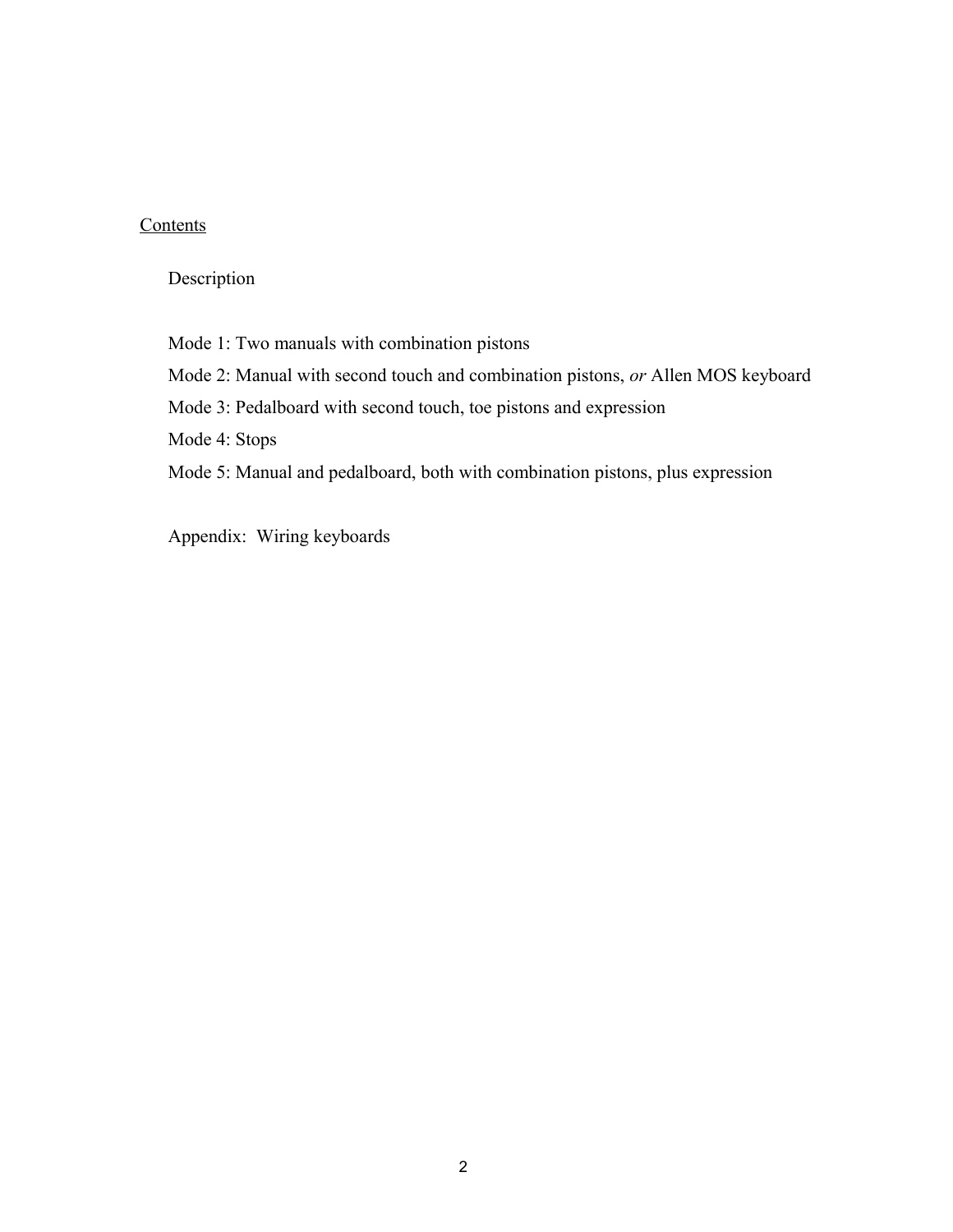## Contents

Description

Mode 1: Two manuals with combination pistons

Mode 2: Manual with second touch and combination pistons, *or* Allen MOS keyboard

Mode 3: Pedalboard with second touch, toe pistons and expression

Mode 4: Stops

Mode 5: Manual and pedalboard, both with combination pistons, plus expression

Appendix: Wiring keyboards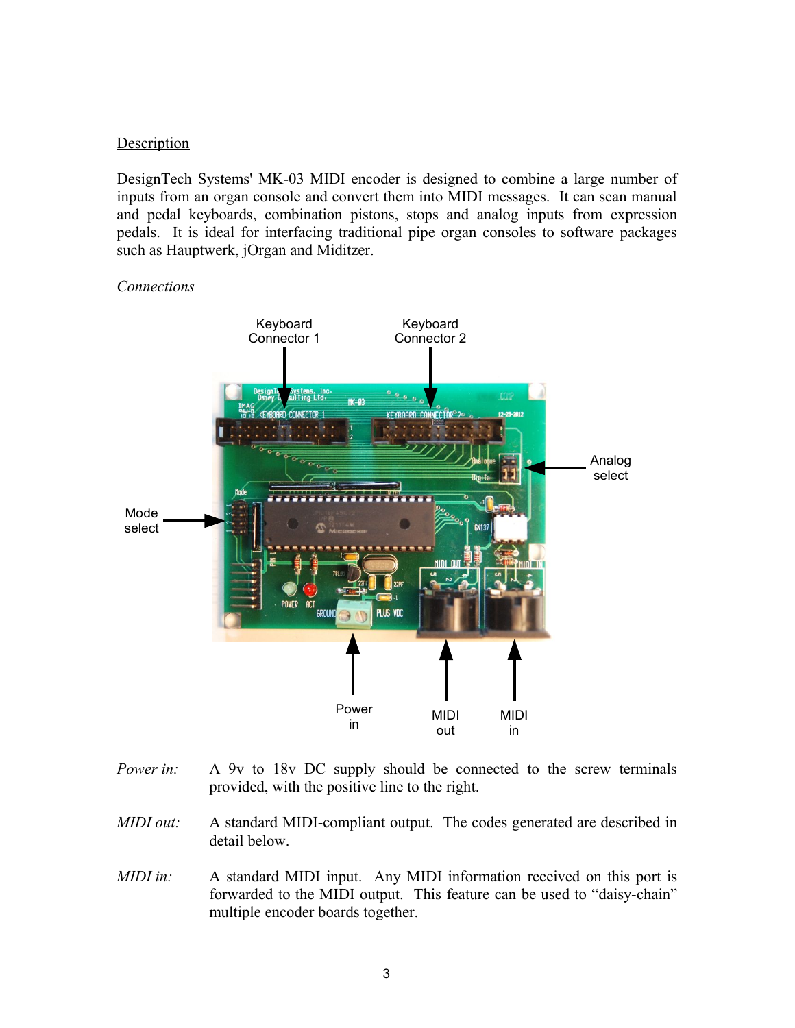## Description

DesignTech Systems' MK-03 MIDI encoder is designed to combine a large number of inputs from an organ console and convert them into MIDI messages. It can scan manual and pedal keyboards, combination pistons, stops and analog inputs from expression pedals. It is ideal for interfacing traditional pipe organ consoles to software packages such as Hauptwerk, jOrgan and Miditzer.

### *Connections*

Keyboard Connector 1

Keyboard Connector 2

Analog select

Mode select

Power in

MIDI out

MIDI in

*Power in:* A 9v to 18v DC supply should be connected to the screw terminals provided, with the positive line to the right.

*MIDI out:* A standard MIDI-compliant output. The codes generated are described in detail below.

*MIDI in:* A standard MIDI input. Any MIDI information received on this port is forwarded to the MIDI output. This feature can be used to “daisy-chain” multiple encoder boards together.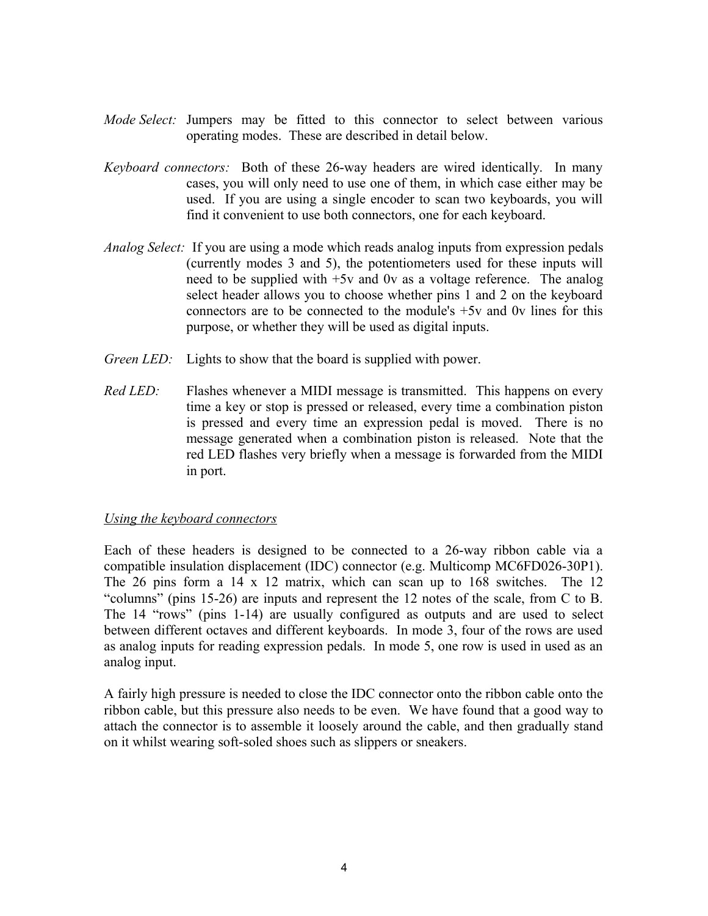*Mode Select:* Jumpers may be fitted to this connector to select between various operating modes. These are described in detail below.

*Keyboard connectors:* Both of these 26-way headers are wired identically. In many cases, you will only need to use one of them, in which case either may be used. If you are using a single encoder to scan two keyboards, you will find it convenient to use both connectors, one for each keyboard.

*Analog Select:* If you are using a mode which reads analog inputs from expression pedals (currently modes 3 and 5), the potentiometers used for these inputs will need to be supplied with +5v and 0v as a voltage reference. The analog select header allows you to choose whether pins 1 and 2 on the keyboard connectors are to be connected to the module's +5v and 0v lines for this purpose, or whether they will be used as digital inputs.

*Green LED:* Lights to show that the board is supplied with power.

*Red LED:* Flashes whenever a MIDI message is transmitted. This happens on every time a key or stop is pressed or released, every time a combination piston is pressed and every time an expression pedal is moved. There is no message generated when a combination piston is released. Note that the red LED flashes very briefly when a message is forwarded from the MIDI in port.

<u>*Using the keyboard connectors*</u>

Each of these headers is designed to be connected to a 26-way ribbon cable via a compatible insulation displacement (IDC) connector (e.g. Multicomp MC6FD026-30P1). The 26 pins form a 14 x 12 matrix, which can scan up to 168 switches. The 12 "columns" (pins 15-26) are inputs and represent the 12 notes of the scale, from C to B. The 14 "rows" (pins 1-14) are usually configured as outputs and are used to select between different octaves and different keyboards. In mode 3, four of the rows are used as analog inputs for reading expression pedals. In mode 5, one row is used in used as an analog input.

A fairly high pressure is needed to close the IDC connector onto the ribbon cable onto the ribbon cable, but this pressure also needs to be even. We have found that a good way to attach the connector is to assemble it loosely around the cable, and then gradually stand on it whilst wearing soft-soled shoes such as slippers or sneakers.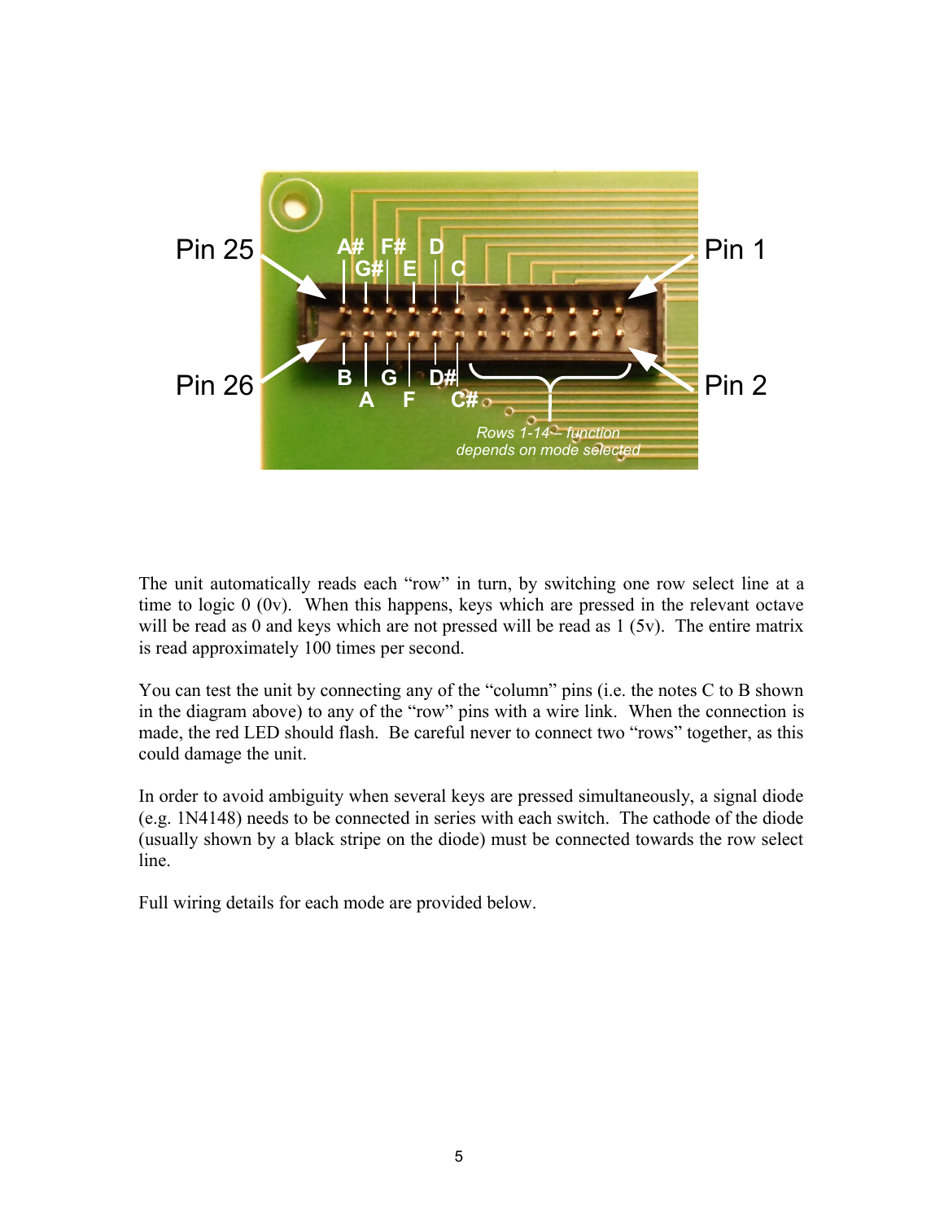The unit automatically reads each "row" in turn, by switching one row select line at a time to logic 0 (0v). When this happens, keys which are pressed in the relevant octave will be read as 0 and keys which are not pressed will be read as 1 (5v). The entire matrix is read approximately 100 times per second.

You can test the unit by connecting any of the "column" pins (i.e. the notes C to B shown in the diagram above) to any of the "row" pins with a wire link. When the connection is made, the red LED should flash. Be careful never to connect two "rows" together, as this could damage the unit.

In order to avoid ambiguity when several keys are pressed simultaneously, a signal diode (e.g. 1N4148) needs to be connected in series with each switch. The cathode of the diode (usually shown by a black stripe on the diode) must be connected towards the row select line.

Full wiring details for each mode are provided below.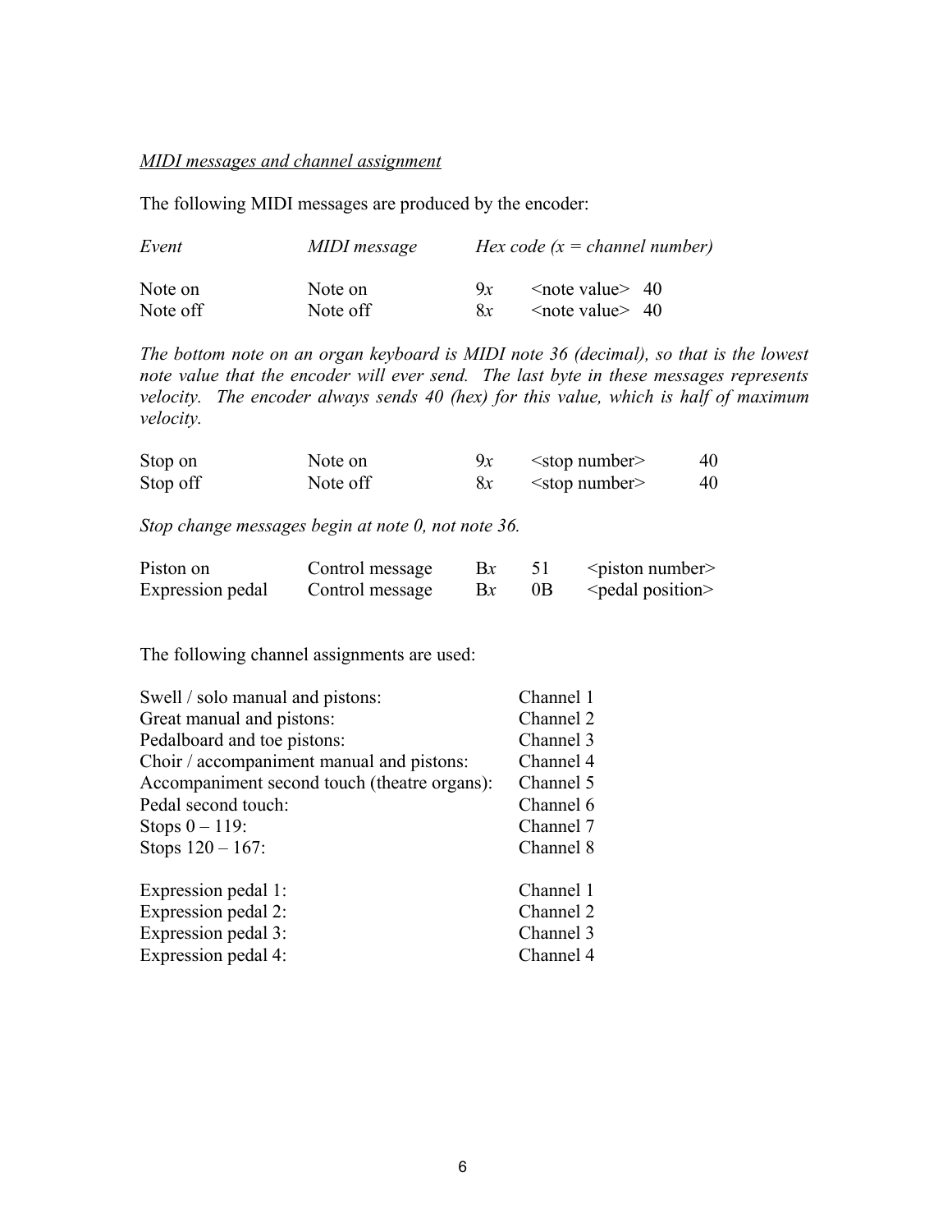*MIDI messages and channel assignment*

The following MIDI messages are produced by the encoder:

| *Event* | *MIDI message* | *Hex code (x = channel number)* | | |
|---|---|---|---|---|
| Note on | Note on | 9*x* | <note value> | 40 |
| Note off | Note off | 8*x* | <note value> | 40 |

*The bottom note on an organ keyboard is MIDI note 36 (decimal), so that is the lowest note value that the encoder will ever send. The last byte in these messages represents velocity. The encoder always sends 40 (hex) for this value, which is half of maximum velocity.*

| | | | | |
|---|---|---|---|---|
| Stop on | Note on | 9*x* | <stop number> | 40 |
| Stop off | Note off | 8*x* | <stop number> | 40 |

*Stop change messages begin at note 0, not note 36.*

| | | | | |
|---|---|---|---|---|
| Piston on | Control message | B*x* | 51 | <piston number> |
| Expression pedal | Control message | B*x* | 0B | <pedal position> |

The following channel assignments are used:

| | |
|---|---|
| Swell / solo manual and pistons: | Channel 1 |
| Great manual and pistons: | Channel 2 |
| Pedalboard and toe pistons: | Channel 3 |
| Choir / accompaniment manual and pistons: | Channel 4 |
| Accompaniment second touch (theatre organs): | Channel 5 |
| Pedal second touch: | Channel 6 |
| Stops 0 – 119: | Channel 7 |
| Stops 120 – 167: | Channel 8 |

| | |
|---|---|
| Expression pedal 1: | Channel 1 |
| Expression pedal 2: | Channel 2 |
| Expression pedal 3: | Channel 3 |
| Expression pedal 4: | Channel 4 |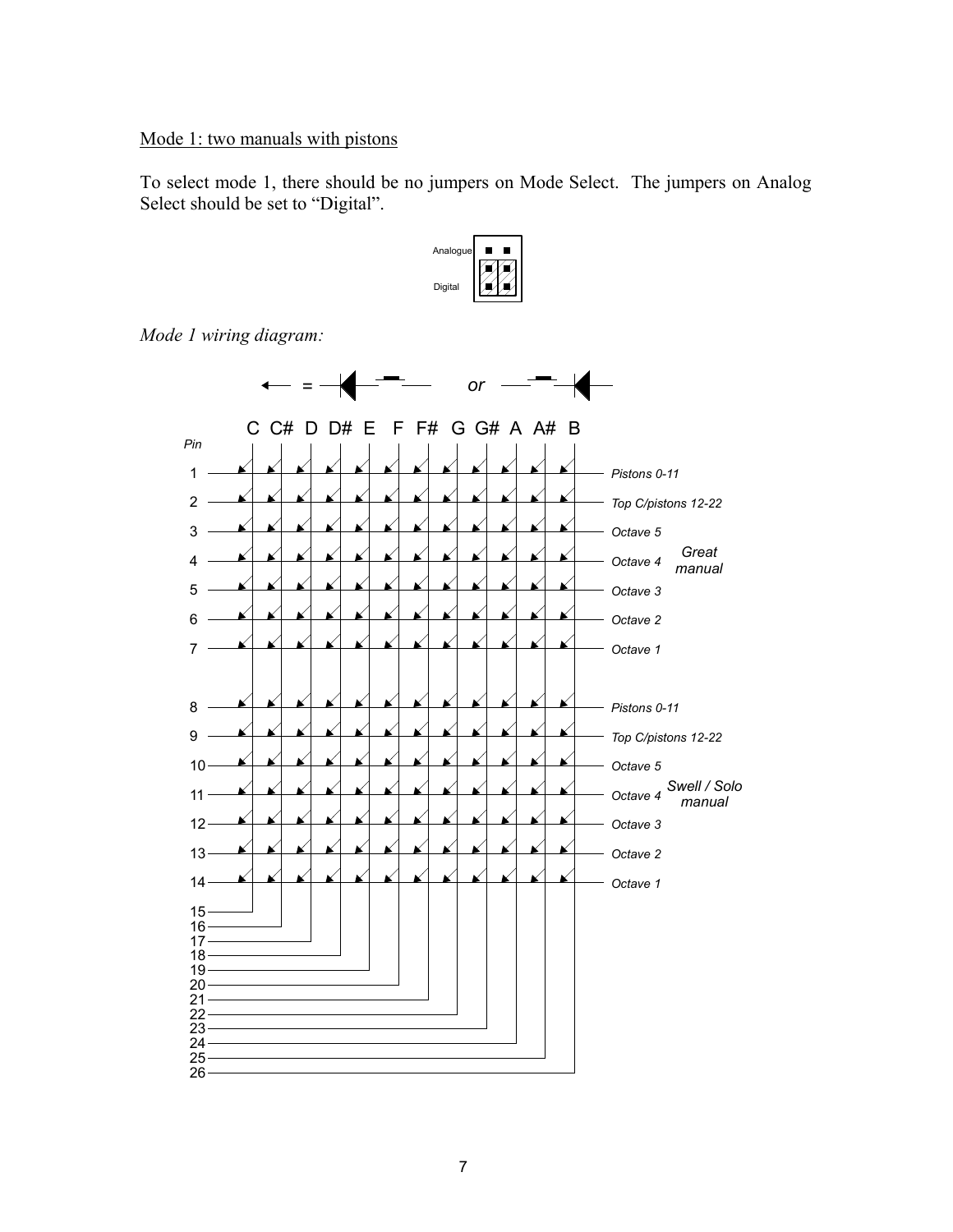Mode 1: two manuals with pistons

To select mode 1, there should be no jumpers on Mode Select. The jumpers on Analog Select should be set to "Digital".

Analogue

Digital

*Mode 1 wiring diagram:*

= *or*

C C# D D# E F F# G G# A A# B

*Pin*

1 *Pistons 0-11*
2 *Top C/pistons 12-22*
3 *Octave 5*
4 *Octave 4* *Great manual*
5 *Octave 3*
6 *Octave 2*
7 *Octave 1*

8 *Pistons 0-11*
9 *Top C/pistons 12-22*
10 *Octave 5*
11 *Octave 4* *Swell / Solo manual*
12 *Octave 3*
13 *Octave 2*
14 *Octave 1*

15
16
17
18
19
20
21
22
23
24
25
26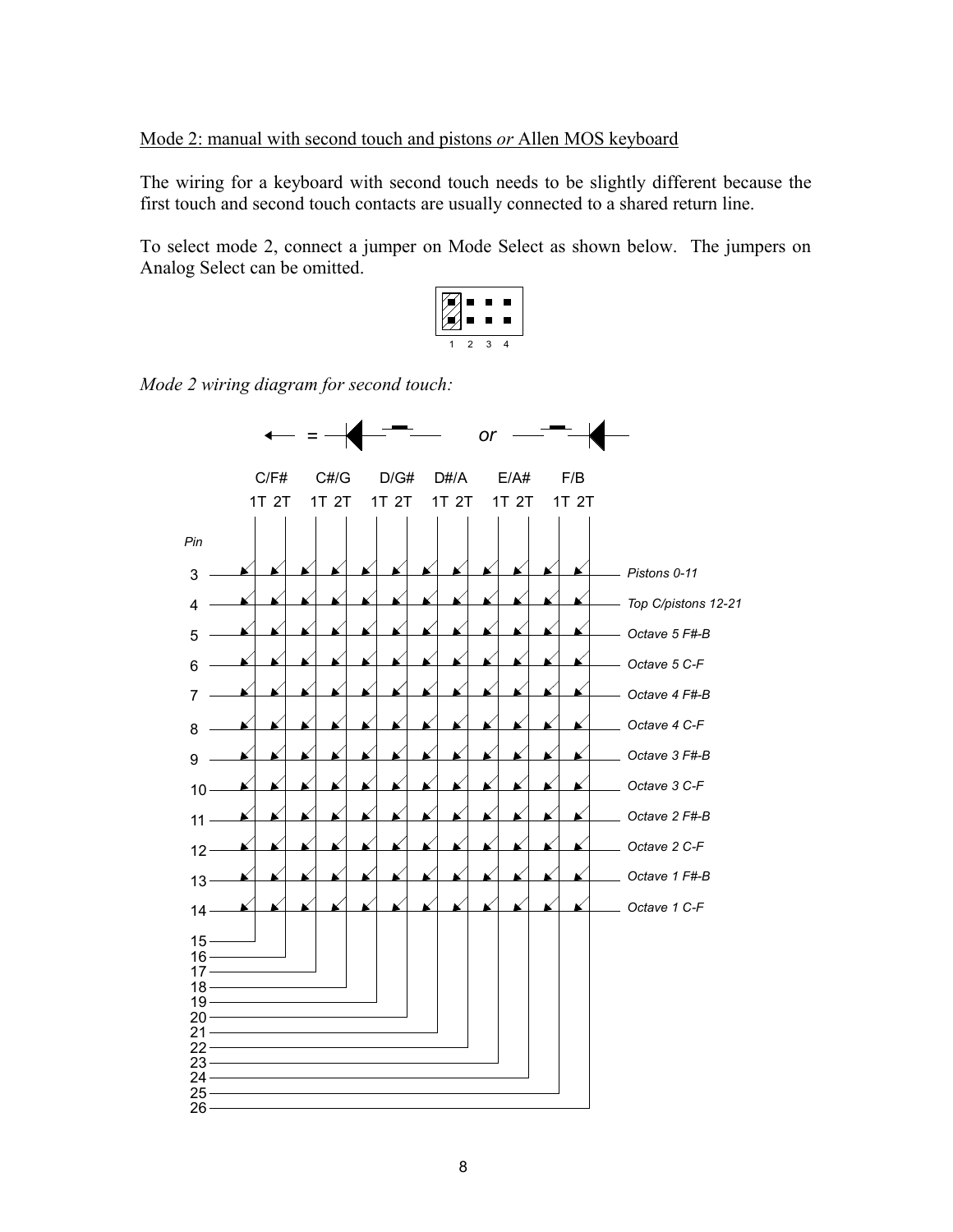Mode 2: manual with second touch and pistons *or* Allen MOS keyboard

The wiring for a keyboard with second touch needs to be slightly different because the first touch and second touch contacts are usually connected to a shared return line.

To select mode 2, connect a jumper on Mode Select as shown below. The jumpers on Analog Select can be omitted.

1 2 3 4

*Mode 2 wiring diagram for second touch:*

= or

| | C/F# | | C#/G | | D/G# | | D#/A | | E/A# | | F/B | | |
|---|---|---|---|---|---|---|---|---|---|---|---|---|---|
| Pin | 1T | 2T | 1T | 2T | 1T | 2T | 1T | 2T | 1T | 2T | 1T | 2T | |
| 3 | | | | | | | | | | | | | Pistons 0-11 |
| 4 | | | | | | | | | | | | | Top C/pistons 12-21 |
| 5 | | | | | | | | | | | | | Octave 5 F#-B |
| 6 | | | | | | | | | | | | | Octave 5 C-F |
| 7 | | | | | | | | | | | | | Octave 4 F#-B |
| 8 | | | | | | | | | | | | | Octave 4 C-F |
| 9 | | | | | | | | | | | | | Octave 3 F#-B |
| 10 | | | | | | | | | | | | | Octave 3 C-F |
| 11 | | | | | | | | | | | | | Octave 2 F#-B |
| 12 | | | | | | | | | | | | | Octave 2 C-F |
| 13 | | | | | | | | | | | | | Octave 1 F#-B |
| 14 | | | | | | | | | | | | | Octave 1 C-F |
| | 15 | 16 | 17 | 18 | 19 | 20 | 21 | 22 | 23 | 24 | 25 | 26 | |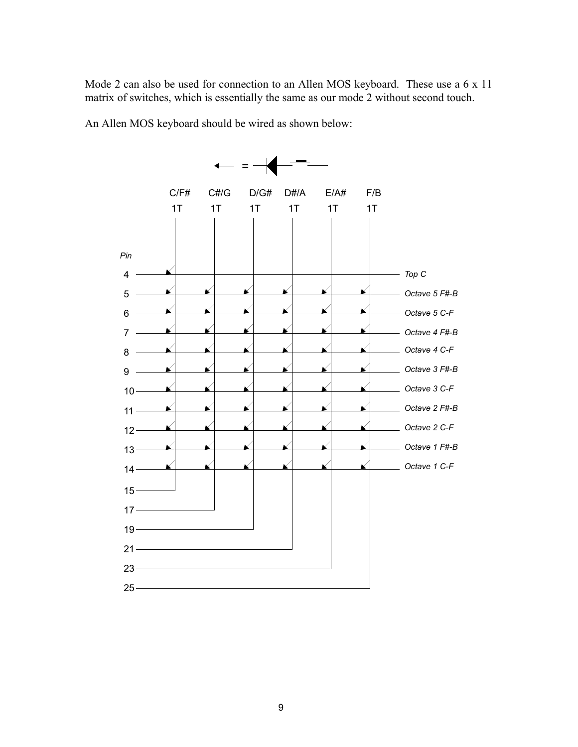Mode 2 can also be used for connection to an Allen MOS keyboard. These use a 6 x 11 matrix of switches, which is essentially the same as our mode 2 without second touch.

An Allen MOS keyboard should be wired as shown below:

| Pin | C/F# 1T | C#/G 1T | D/G# 1T | D#/A 1T | E/A# 1T | F/B 1T | |
|---|---|---|---|---|---|---|---|
| 4 | ✓ | | | | | | Top C |
| 5 | ✓ | ✓ | ✓ | ✓ | ✓ | ✓ | Octave 5 F#-B |
| 6 | ✓ | ✓ | ✓ | ✓ | ✓ | ✓ | Octave 5 C-F |
| 7 | ✓ | ✓ | ✓ | ✓ | ✓ | ✓ | Octave 4 F#-B |
| 8 | ✓ | ✓ | ✓ | ✓ | ✓ | ✓ | Octave 4 C-F |
| 9 | ✓ | ✓ | ✓ | ✓ | ✓ | ✓ | Octave 3 F#-B |
| 10 | ✓ | ✓ | ✓ | ✓ | ✓ | ✓ | Octave 3 C-F |
| 11 | ✓ | ✓ | ✓ | ✓ | ✓ | ✓ | Octave 2 F#-B |
| 12 | ✓ | ✓ | ✓ | ✓ | ✓ | ✓ | Octave 2 C-F |
| 13 | ✓ | ✓ | ✓ | ✓ | ✓ | ✓ | Octave 1 F#-B |
| 14 | ✓ | ✓ | ✓ | ✓ | ✓ | ✓ | Octave 1 C-F |

Column pins: C/F# 1T = 15, C#/G 1T = 17, D/G# 1T = 19, D#/A 1T = 21, E/A# 1T = 23, F/B 1T = 25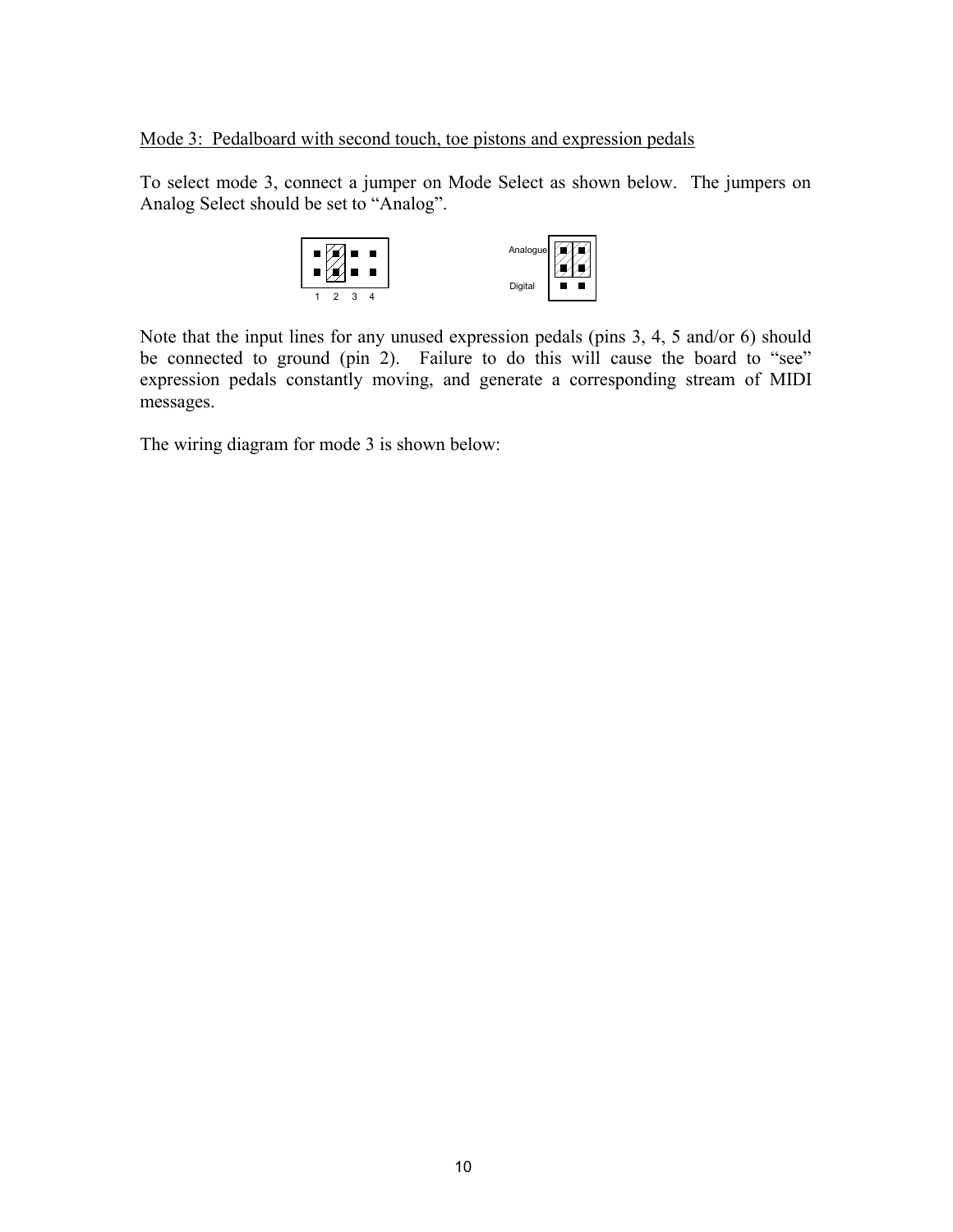Mode 3: Pedalboard with second touch, toe pistons and expression pedals

To select mode 3, connect a jumper on Mode Select as shown below. The jumpers on Analog Select should be set to "Analog".

Note that the input lines for any unused expression pedals (pins 3, 4, 5 and/or 6) should be connected to ground (pin 2). Failure to do this will cause the board to "see" expression pedals constantly moving, and generate a corresponding stream of MIDI messages.

The wiring diagram for mode 3 is shown below: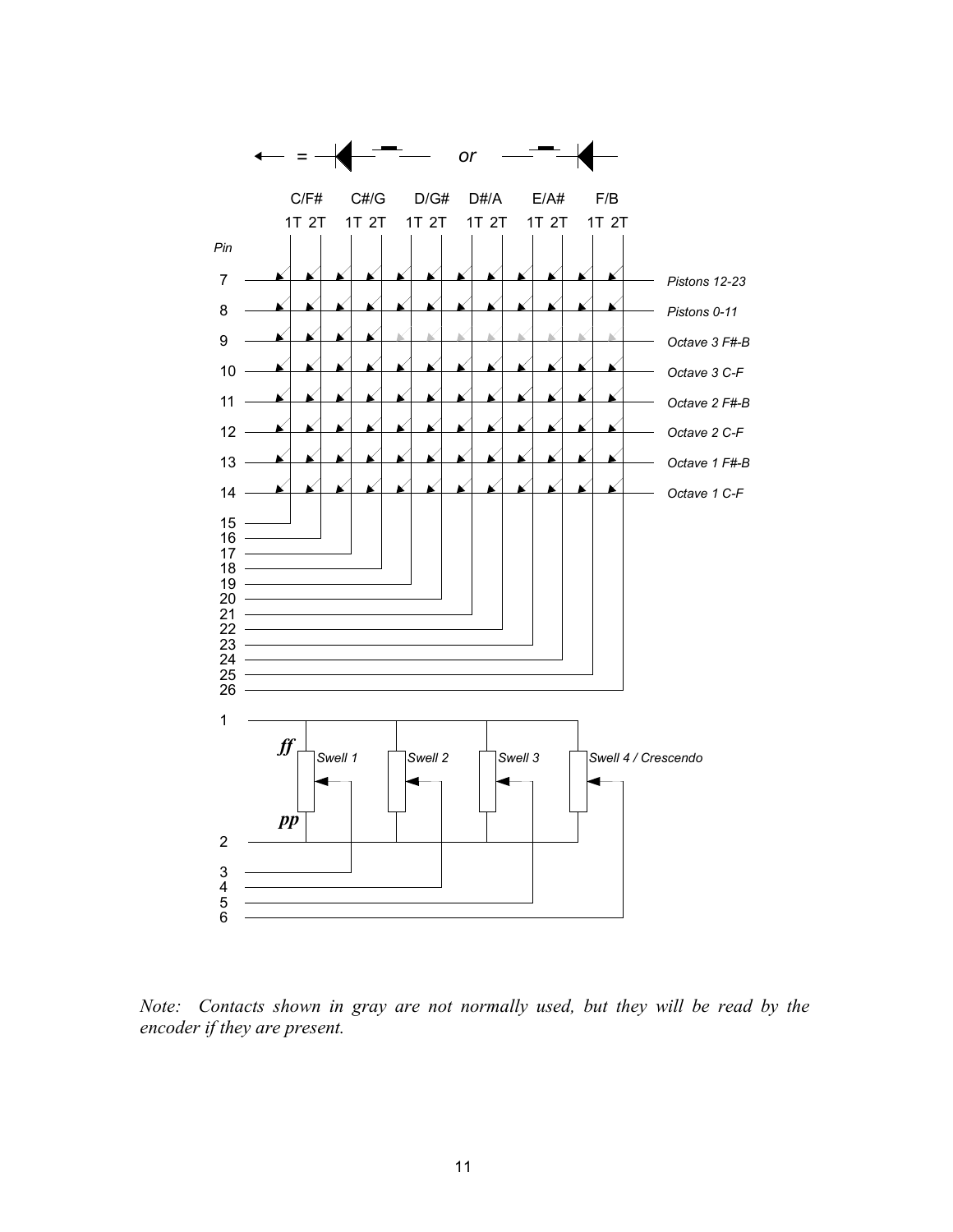Note: Contacts shown in gray are not normally used, but they will be read by the encoder if they are present.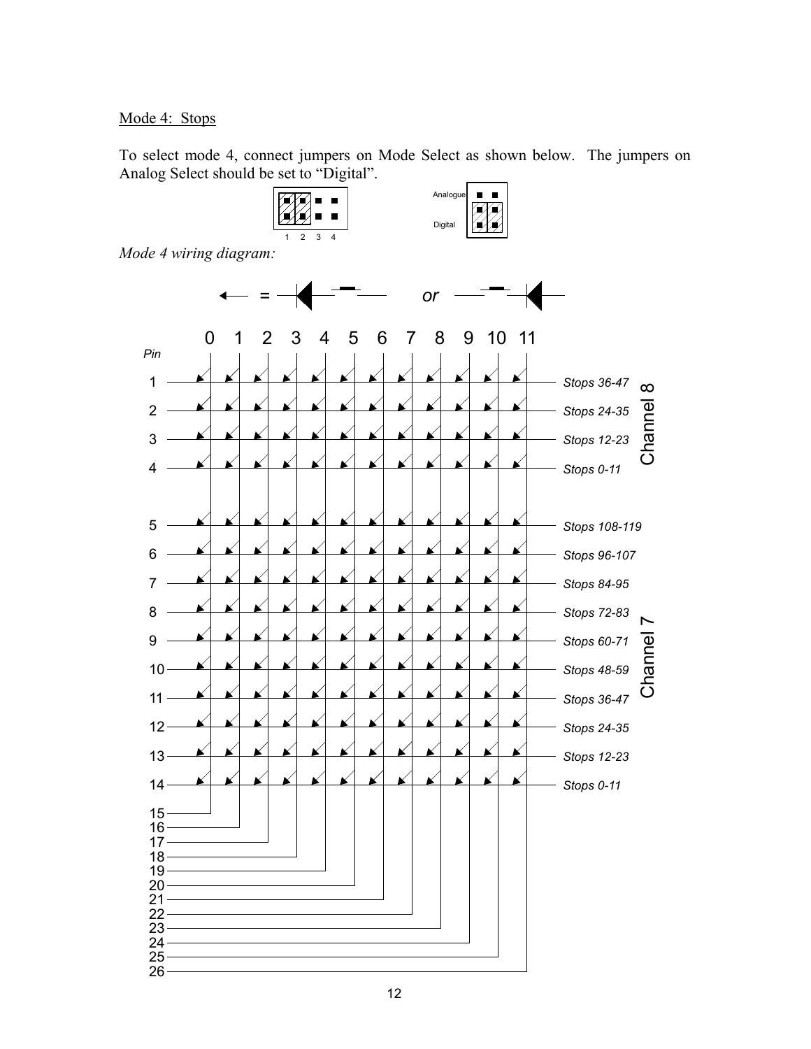Mode 4:  Stops

To select mode 4, connect jumpers on Mode Select as shown below.  The jumpers on Analog Select should be set to "Digital".

*Mode 4 wiring diagram:*

| Pin | Stops | Channel |
|---|---|---|
| 1 | Stops 36-47 | Channel 8 |
| 2 | Stops 24-35 | Channel 8 |
| 3 | Stops 12-23 | Channel 8 |
| 4 | Stops 0-11 | Channel 8 |
| 5 | Stops 108-119 | Channel 7 |
| 6 | Stops 96-107 | Channel 7 |
| 7 | Stops 84-95 | Channel 7 |
| 8 | Stops 72-83 | Channel 7 |
| 9 | Stops 60-71 | Channel 7 |
| 10 | Stops 48-59 | Channel 7 |
| 11 | Stops 36-47 | Channel 7 |
| 12 | Stops 24-35 | Channel 7 |
| 13 | Stops 12-23 | Channel 7 |
| 14 | Stops 0-11 | Channel 7 |

| Pin | 15 | 16 | 17 | 18 | 19 | 20 | 21 | 22 | 23 | 24 | 25 | 26 |
|---|---|---|---|---|---|---|---|---|---|---|---|---|
| Column | 0 | 1 | 2 | 3 | 4 | 5 | 6 | 7 | 8 | 9 | 10 | 11 |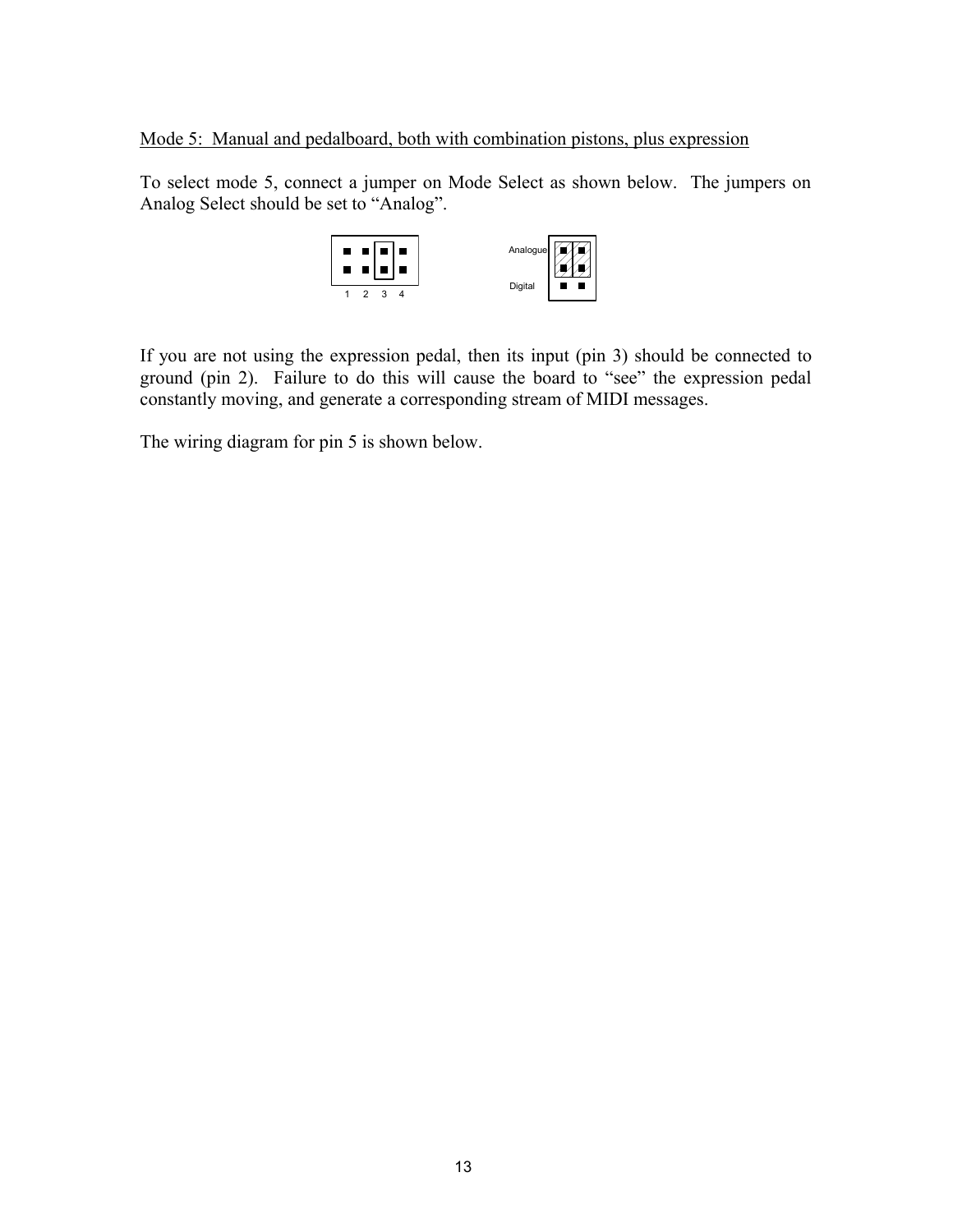Mode 5: Manual and pedalboard, both with combination pistons, plus expression

To select mode 5, connect a jumper on Mode Select as shown below. The jumpers on Analog Select should be set to “Analog”.

If you are not using the expression pedal, then its input (pin 3) should be connected to ground (pin 2). Failure to do this will cause the board to “see” the expression pedal constantly moving, and generate a corresponding stream of MIDI messages.

The wiring diagram for pin 5 is shown below.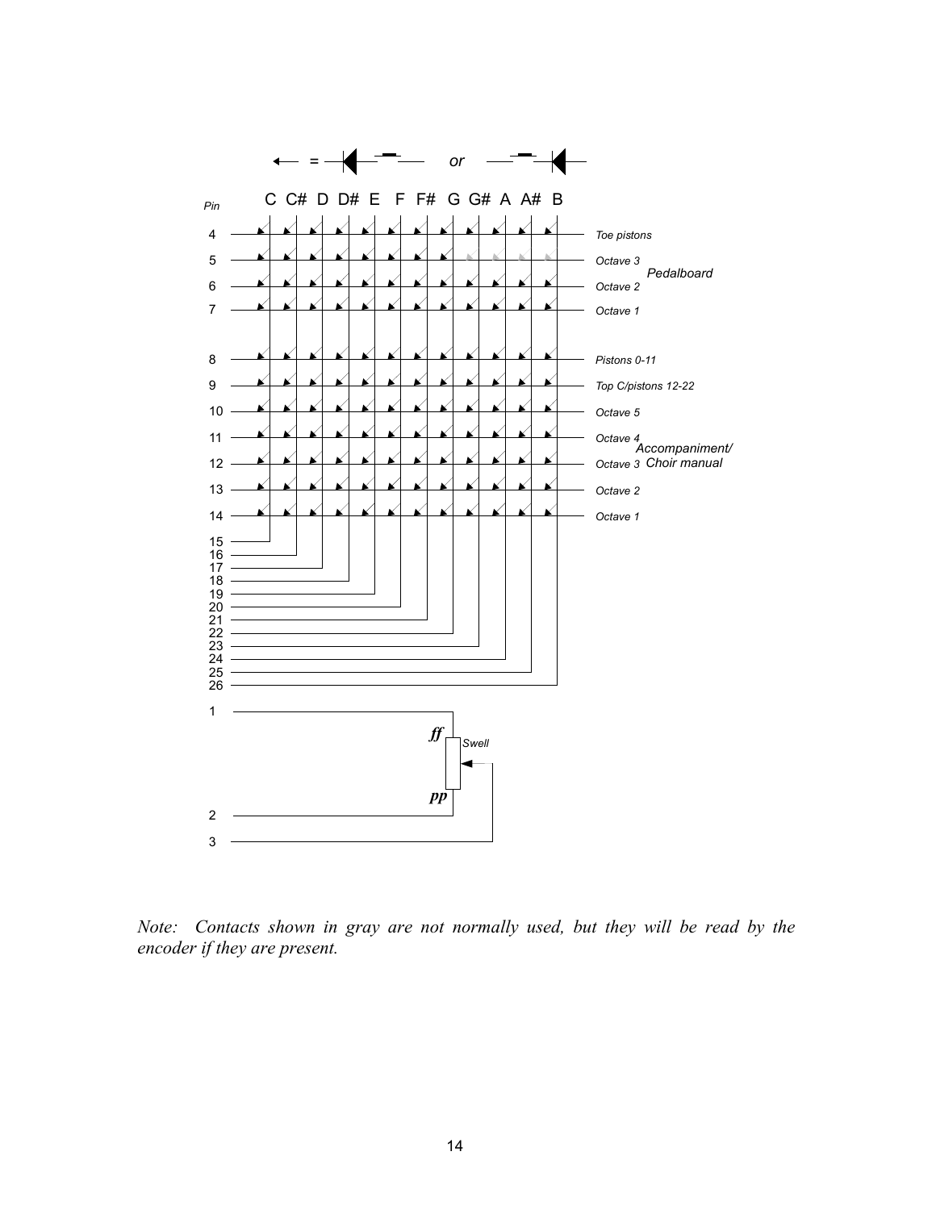*Note: Contacts shown in gray are not normally used, but they will be read by the encoder if they are present.*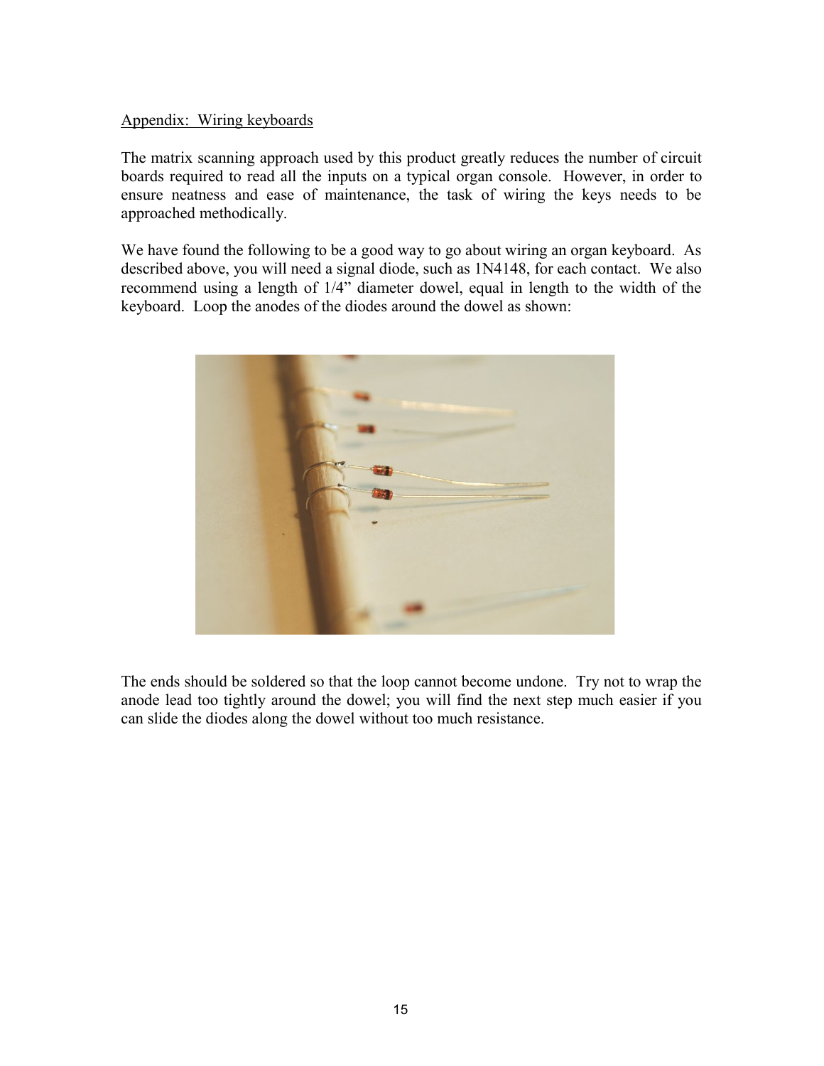## Appendix: Wiring keyboards

The matrix scanning approach used by this product greatly reduces the number of circuit boards required to read all the inputs on a typical organ console. However, in order to ensure neatness and ease of maintenance, the task of wiring the keys needs to be approached methodically.

We have found the following to be a good way to go about wiring an organ keyboard. As described above, you will need a signal diode, such as 1N4148, for each contact. We also recommend using a length of 1/4" diameter dowel, equal in length to the width of the keyboard. Loop the anodes of the diodes around the dowel as shown:

The ends should be soldered so that the loop cannot become undone. Try not to wrap the anode lead too tightly around the dowel; you will find the next step much easier if you can slide the diodes along the dowel without too much resistance.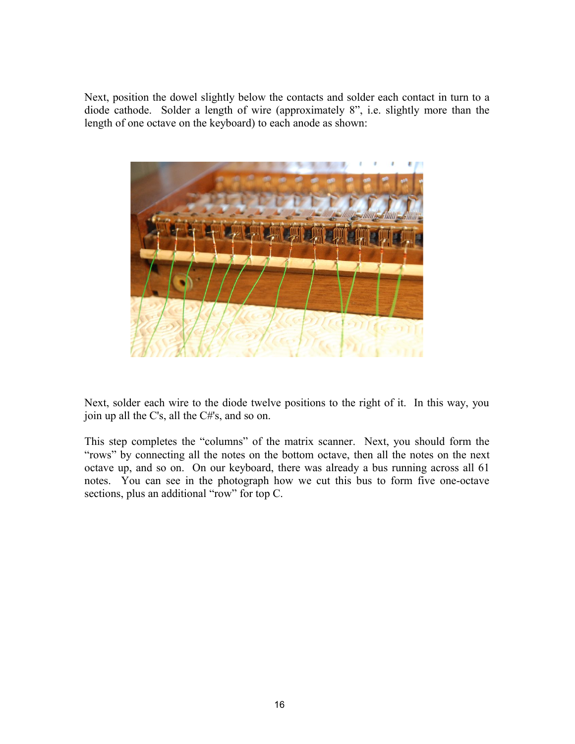Next, position the dowel slightly below the contacts and solder each contact in turn to a diode cathode. Solder a length of wire (approximately 8", i.e. slightly more than the length of one octave on the keyboard) to each anode as shown:

Next, solder each wire to the diode twelve positions to the right of it. In this way, you join up all the C's, all the C#'s, and so on.

This step completes the "columns" of the matrix scanner. Next, you should form the "rows" by connecting all the notes on the bottom octave, then all the notes on the next octave up, and so on. On our keyboard, there was already a bus running across all 61 notes. You can see in the photograph how we cut this bus to form five one-octave sections, plus an additional "row" for top C.